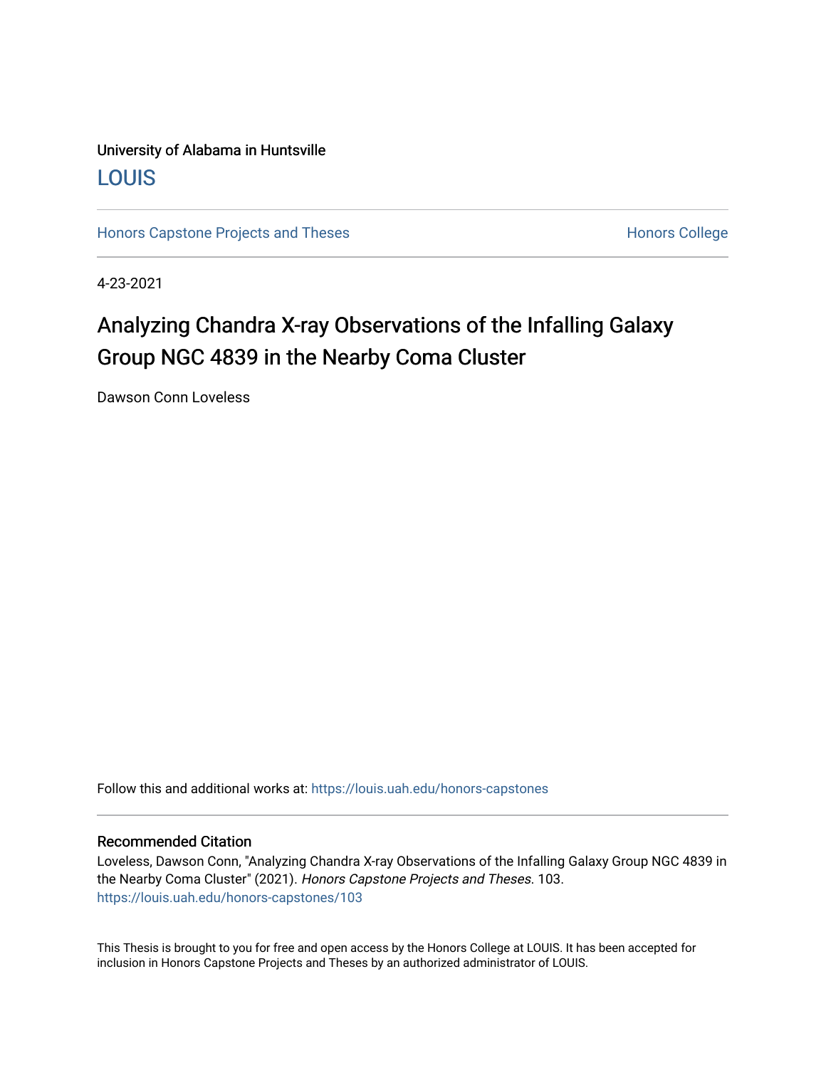University of Alabama in Huntsville

LOUIS

Honors Capstone Projects and Theses

Honors College

4-23-2021

# Analyzing Chandra X-ray Observations of the Infalling Galaxy Group NGC 4839 in the Nearby Coma Cluster

Dawson Conn Loveless

Follow this and additional works at: https://louis.uah.edu/honors-capstones

## Recommended Citation

Loveless, Dawson Conn, "Analyzing Chandra X-ray Observations of the Infalling Galaxy Group NGC 4839 in the Nearby Coma Cluster" (2021). *Honors Capstone Projects and Theses*. 103.
https://louis.uah.edu/honors-capstones/103

This Thesis is brought to you for free and open access by the Honors College at LOUIS. It has been accepted for inclusion in Honors Capstone Projects and Theses by an authorized administrator of LOUIS.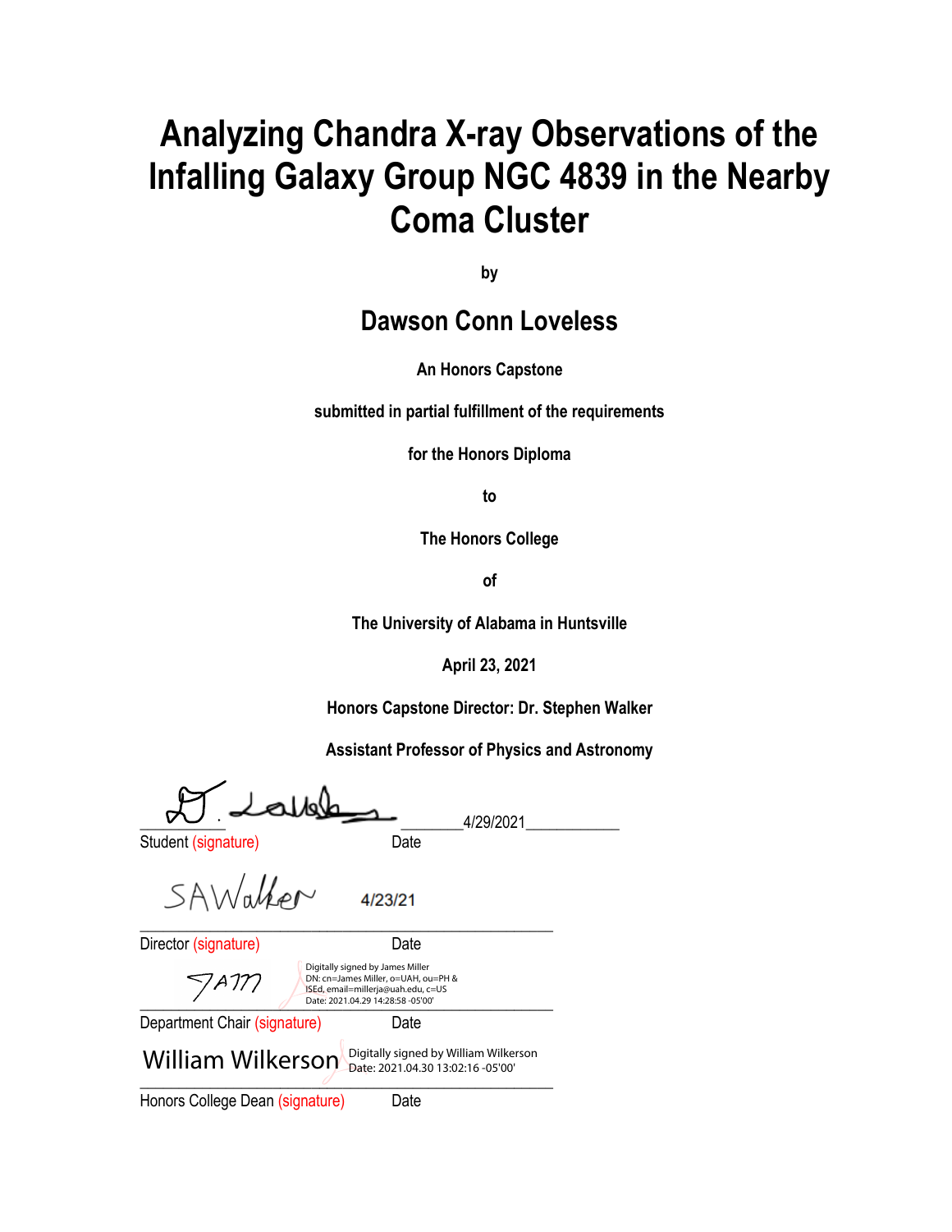# Analyzing Chandra X-ray Observations of the Infalling Galaxy Group NGC 4839 in the Nearby Coma Cluster

by

## Dawson Conn Loveless

**An Honors Capstone**

**submitted in partial fulfillment of the requirements**

**for the Honors Diploma**

**to**

**The Honors College**

**of**

**The University of Alabama in Huntsville**

**April 23, 2021**

**Honors Capstone Director: Dr. Stephen Walker**

**Assistant Professor of Physics and Astronomy**

_____________ ________4/29/2021____________

Student (signature) Date

4/23/21

_______________________________________________

Director (signature) Date

Digitally signed by James Miller
DN: cn=James Miller, o=UAH, ou=PH & ISEd, email=millerja@uah.edu, c=US
Date: 2021.04.29 14:28:58 -05'00'

_______________________________________________

Department Chair (signature) Date

William Wilkerson

Digitally signed by William Wilkerson
Date: 2021.04.30 13:02:16 -05'00'

_______________________________________________

Honors College Dean (signature) Date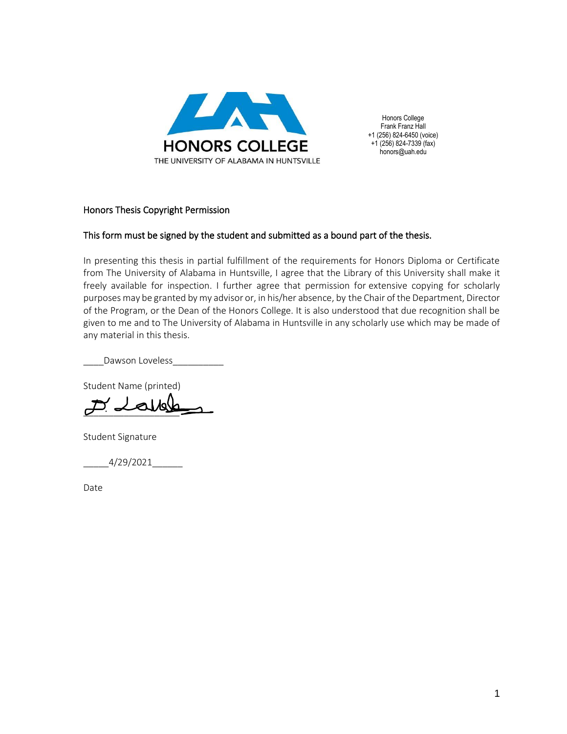HONORS COLLEGE
THE UNIVERSITY OF ALABAMA IN HUNTSVILLE

Honors College
Frank Franz Hall
+1 (256) 824-6450 (voice)
+1 (256) 824-7339 (fax)
honors@uah.edu

## Honors Thesis Copyright Permission

**This form must be signed by the student and submitted as a bound part of the thesis.**

In presenting this thesis in partial fulfillment of the requirements for Honors Diploma or Certificate from The University of Alabama in Huntsville, I agree that the Library of this University shall make it freely available for inspection. I further agree that permission for extensive copying for scholarly purposes may be granted by my advisor or, in his/her absence, by the Chair of the Department, Director of the Program, or the Dean of the Honors College. It is also understood that due recognition shall be given to me and to The University of Alabama in Huntsville in any scholarly use which may be made of any material in this thesis.

____Dawson Loveless__________

Student Name (printed)

_________________

Student Signature

_____4/29/2021______

Date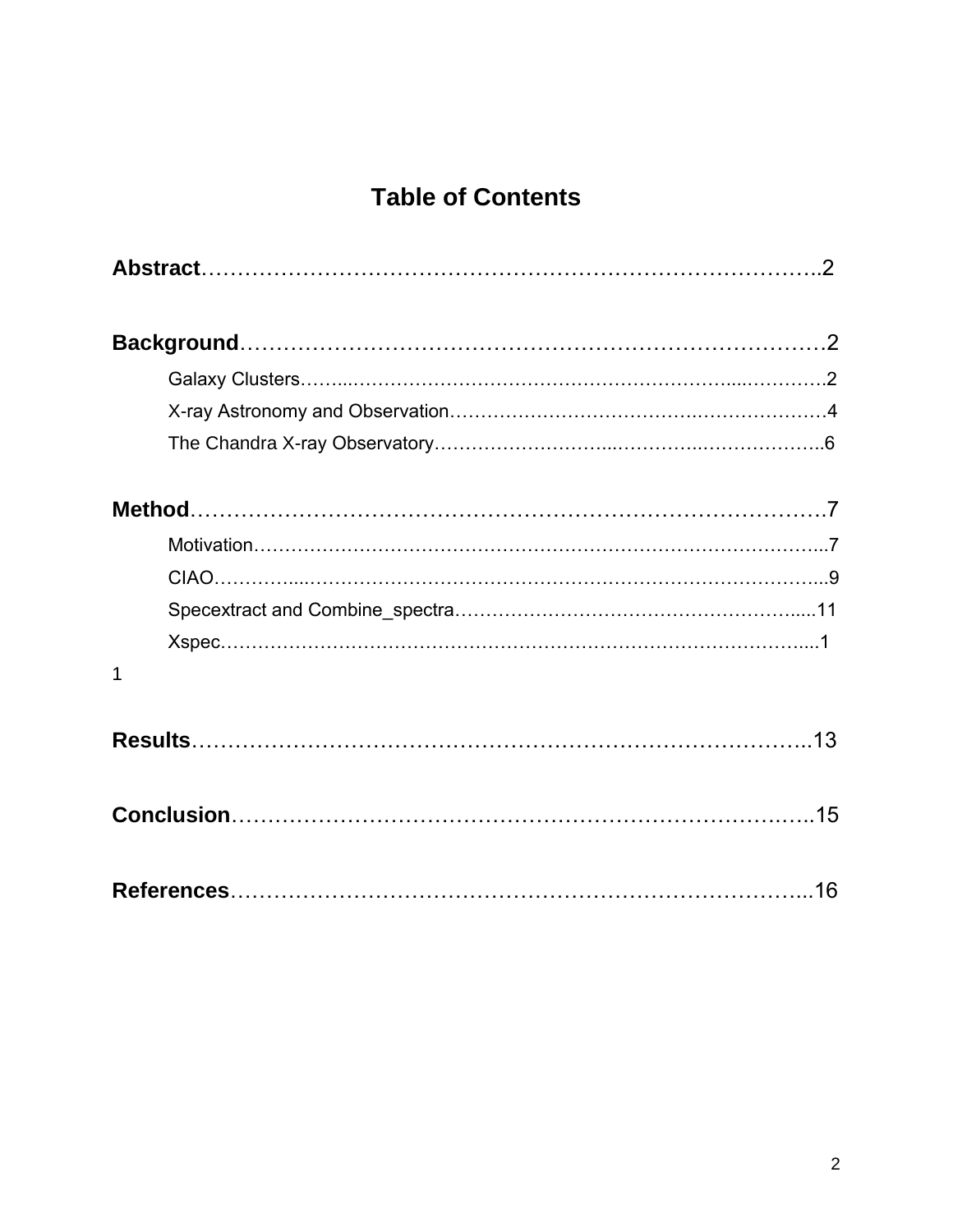# Table of Contents

**Abstract**……………………………………………………………………………..2

**Background**…………………………………………………………………………2

- Galaxy Clusters……...………………………………………………………...………….2
- X-ray Astronomy and Observation………….……………………….…………………4
- The Chandra X-ray Observatory………………………...…………..………………..6

**Method**……………………………………………………………………………7

- Motivation……………….………………………………………………….……………...7
- CIAO…………...………………………………………………………….……………...9
- Specextract and Combine_spectra……………………………………………….....11
- Xspec……………………………………………………………………………….....11

**Results**………………………………………………………………………..13

**Conclusion**………………………………………………………………….…..15

**References**……………………………………………………………………...16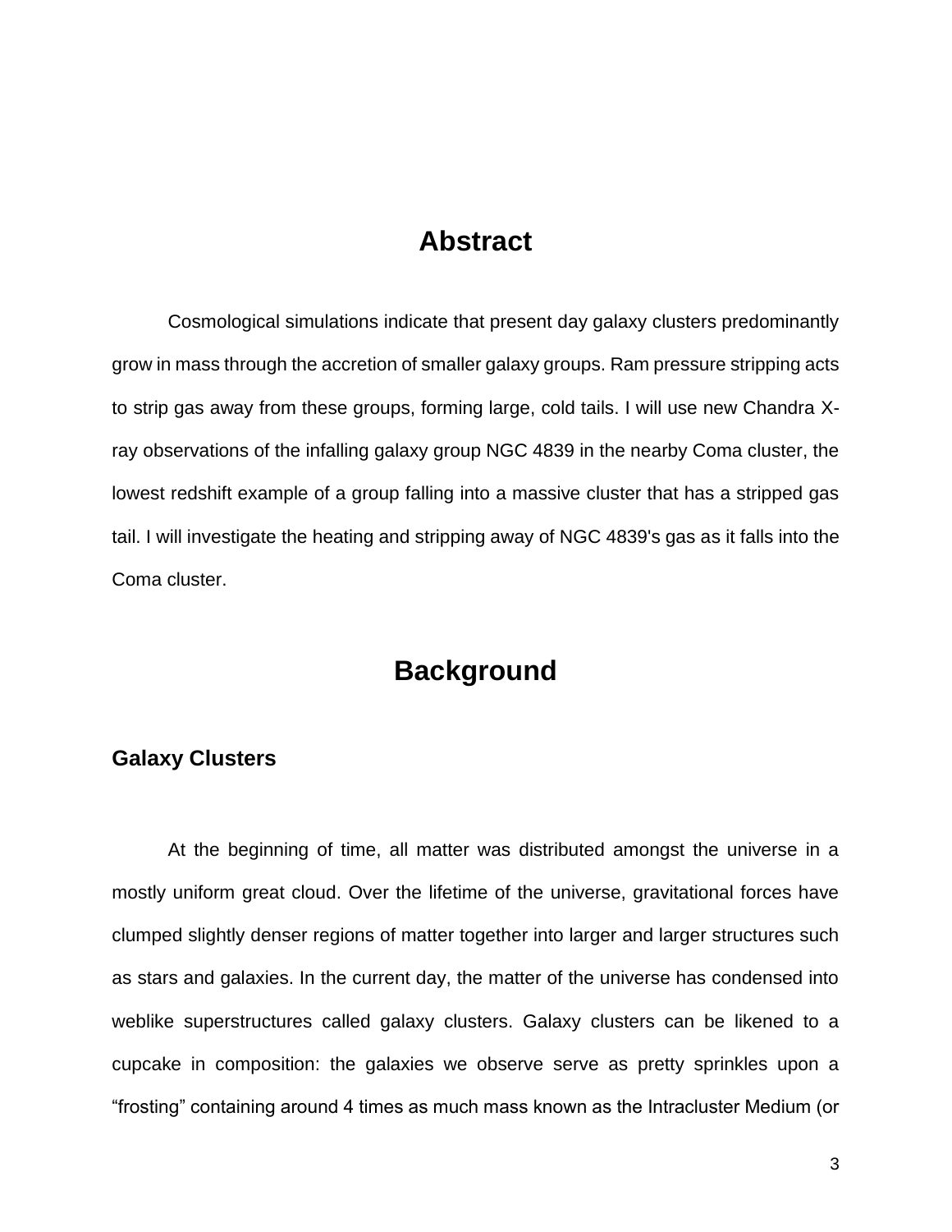# Abstract

Cosmological simulations indicate that present day galaxy clusters predominantly grow in mass through the accretion of smaller galaxy groups. Ram pressure stripping acts to strip gas away from these groups, forming large, cold tails. I will use new Chandra X-ray observations of the infalling galaxy group NGC 4839 in the nearby Coma cluster, the lowest redshift example of a group falling into a massive cluster that has a stripped gas tail. I will investigate the heating and stripping away of NGC 4839's gas as it falls into the Coma cluster.

# Background

## Galaxy Clusters

At the beginning of time, all matter was distributed amongst the universe in a mostly uniform great cloud. Over the lifetime of the universe, gravitational forces have clumped slightly denser regions of matter together into larger and larger structures such as stars and galaxies. In the current day, the matter of the universe has condensed into weblike superstructures called galaxy clusters. Galaxy clusters can be likened to a cupcake in composition: the galaxies we observe serve as pretty sprinkles upon a "frosting" containing around 4 times as much mass known as the Intracluster Medium (or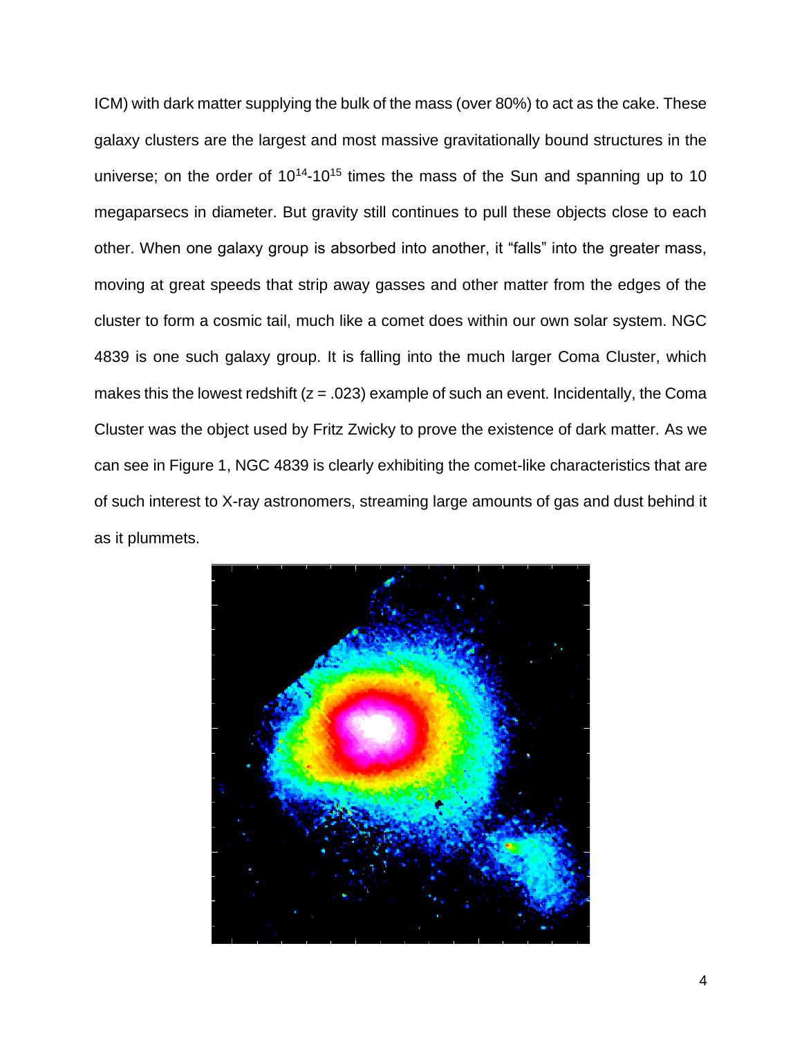ICM) with dark matter supplying the bulk of the mass (over 80%) to act as the cake. These galaxy clusters are the largest and most massive gravitationally bound structures in the universe; on the order of $10^{14}$-$10^{15}$ times the mass of the Sun and spanning up to 10 megaparsecs in diameter. But gravity still continues to pull these objects close to each other. When one galaxy group is absorbed into another, it "falls" into the greater mass, moving at great speeds that strip away gasses and other matter from the edges of the cluster to form a cosmic tail, much like a comet does within our own solar system. NGC 4839 is one such galaxy group. It is falling into the much larger Coma Cluster, which makes this the lowest redshift ($z = .023$) example of such an event. Incidentally, the Coma Cluster was the object used by Fritz Zwicky to prove the existence of dark matter. As we can see in Figure 1, NGC 4839 is clearly exhibiting the comet-like characteristics that are of such interest to X-ray astronomers, streaming large amounts of gas and dust behind it as it plummets.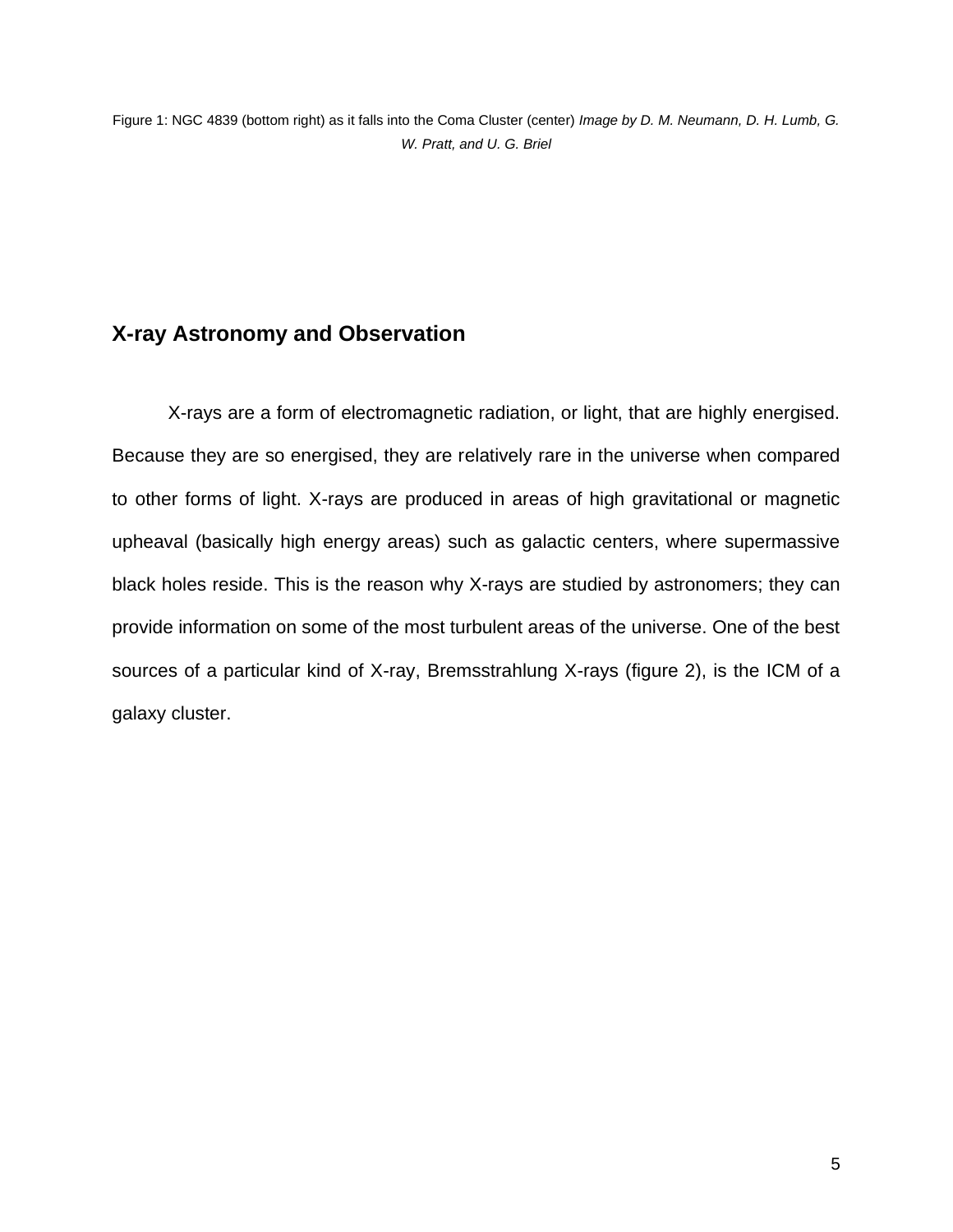Figure 1: NGC 4839 (bottom right) as it falls into the Coma Cluster (center) *Image by D. M. Neumann, D. H. Lumb, G. W. Pratt, and U. G. Briel*

## X-ray Astronomy and Observation

X-rays are a form of electromagnetic radiation, or light, that are highly energised. Because they are so energised, they are relatively rare in the universe when compared to other forms of light. X-rays are produced in areas of high gravitational or magnetic upheaval (basically high energy areas) such as galactic centers, where supermassive black holes reside. This is the reason why X-rays are studied by astronomers; they can provide information on some of the most turbulent areas of the universe. One of the best sources of a particular kind of X-ray, Bremsstrahlung X-rays (figure 2), is the ICM of a galaxy cluster.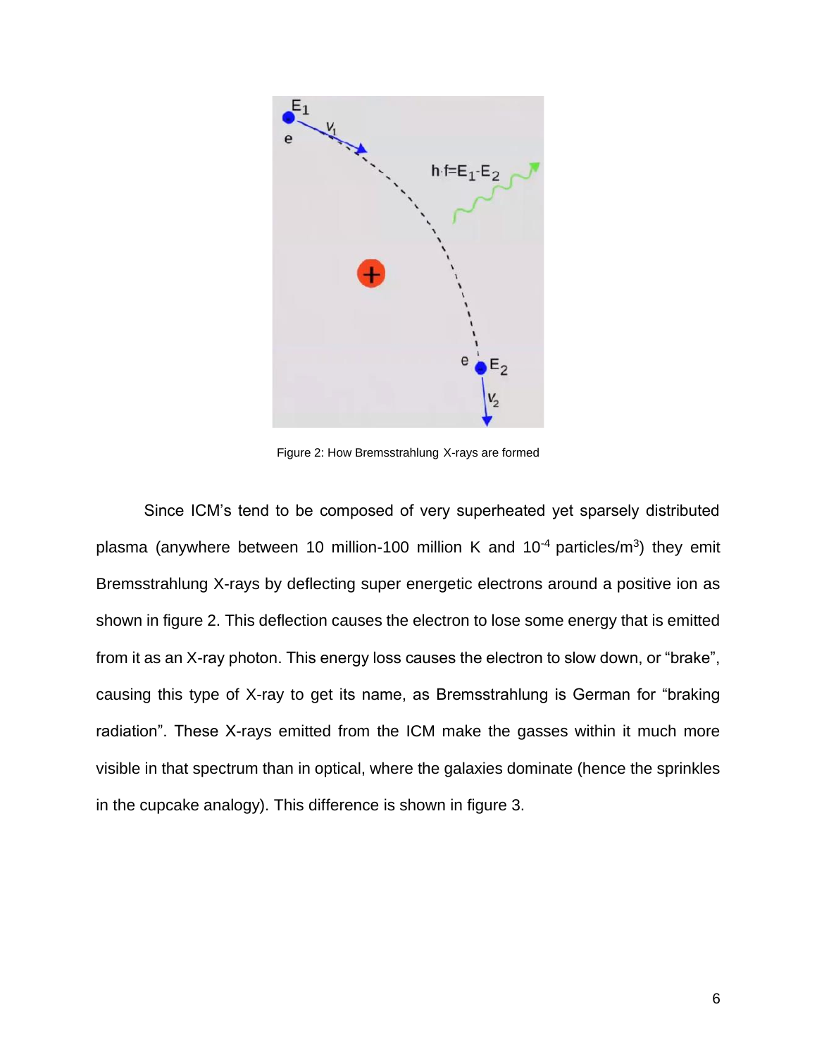Figure 2: How Bremsstrahlung X-rays are formed

Since ICM's tend to be composed of very superheated yet sparsely distributed plasma (anywhere between 10 million-100 million K and $10^{-4}$ particles/m$^3$) they emit Bremsstrahlung X-rays by deflecting super energetic electrons around a positive ion as shown in figure 2. This deflection causes the electron to lose some energy that is emitted from it as an X-ray photon. This energy loss causes the electron to slow down, or "brake", causing this type of X-ray to get its name, as Bremsstrahlung is German for "braking radiation". These X-rays emitted from the ICM make the gasses within it much more visible in that spectrum than in optical, where the galaxies dominate (hence the sprinkles in the cupcake analogy). This difference is shown in figure 3.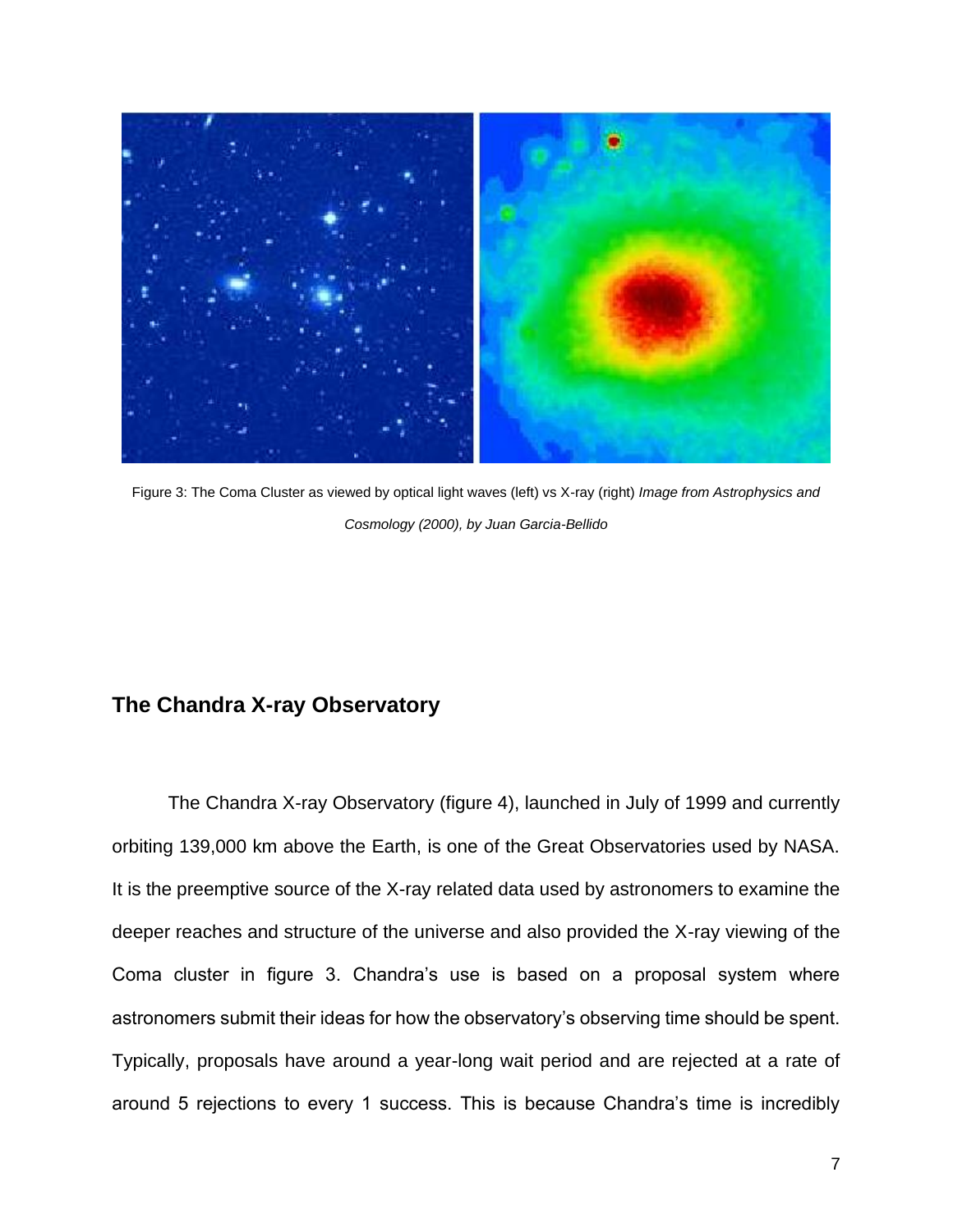Figure 3: The Coma Cluster as viewed by optical light waves (left) vs X-ray (right) *Image from Astrophysics and Cosmology (2000), by Juan Garcia-Bellido*

## The Chandra X-ray Observatory

The Chandra X-ray Observatory (figure 4), launched in July of 1999 and currently orbiting 139,000 km above the Earth, is one of the Great Observatories used by NASA. It is the preemptive source of the X-ray related data used by astronomers to examine the deeper reaches and structure of the universe and also provided the X-ray viewing of the Coma cluster in figure 3. Chandra's use is based on a proposal system where astronomers submit their ideas for how the observatory's observing time should be spent. Typically, proposals have around a year-long wait period and are rejected at a rate of around 5 rejections to every 1 success. This is because Chandra's time is incredibly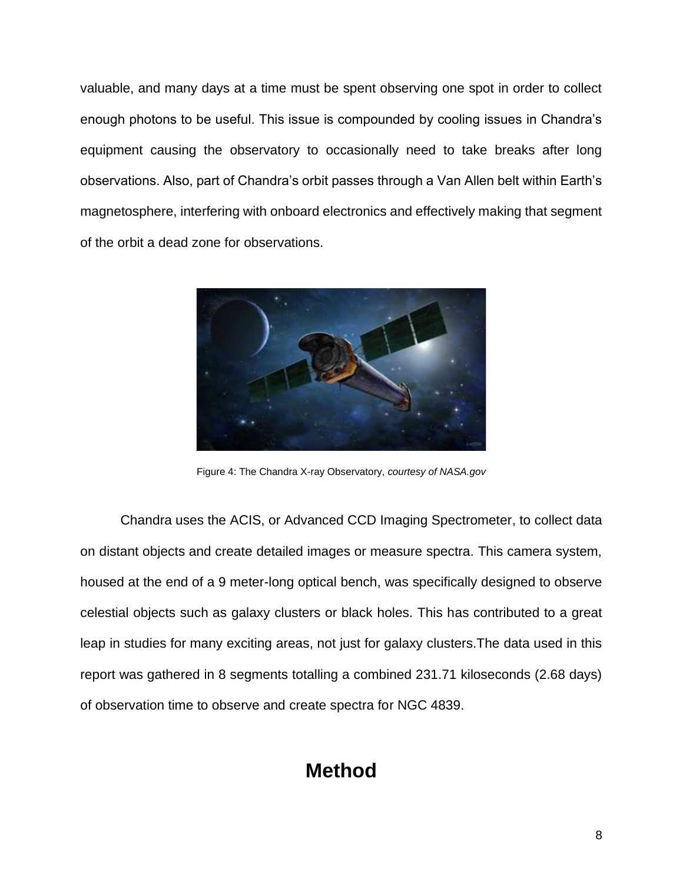valuable, and many days at a time must be spent observing one spot in order to collect enough photons to be useful. This issue is compounded by cooling issues in Chandra's equipment causing the observatory to occasionally need to take breaks after long observations. Also, part of Chandra's orbit passes through a Van Allen belt within Earth's magnetosphere, interfering with onboard electronics and effectively making that segment of the orbit a dead zone for observations.

Figure 4: The Chandra X-ray Observatory, *courtesy of NASA.gov*

Chandra uses the ACIS, or Advanced CCD Imaging Spectrometer, to collect data on distant objects and create detailed images or measure spectra. This camera system, housed at the end of a 9 meter-long optical bench, was specifically designed to observe celestial objects such as galaxy clusters or black holes. This has contributed to a great leap in studies for many exciting areas, not just for galaxy clusters.The data used in this report was gathered in 8 segments totalling a combined 231.71 kiloseconds (2.68 days) of observation time to observe and create spectra for NGC 4839.

# Method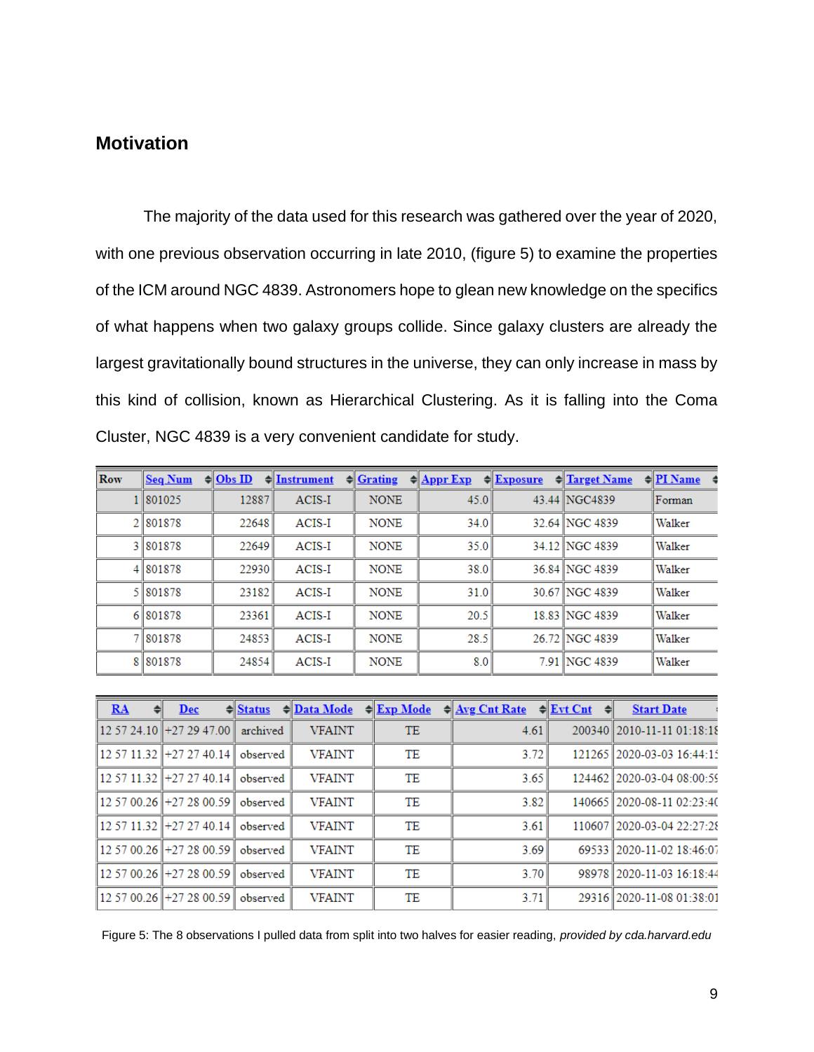## Motivation

The majority of the data used for this research was gathered over the year of 2020, with one previous observation occurring in late 2010, (figure 5) to examine the properties of the ICM around NGC 4839. Astronomers hope to glean new knowledge on the specifics of what happens when two galaxy groups collide. Since galaxy clusters are already the largest gravitationally bound structures in the universe, they can only increase in mass by this kind of collision, known as Hierarchical Clustering. As it is falling into the Coma Cluster, NGC 4839 is a very convenient candidate for study.

| Row | Seq Num | Obs ID | Instrument | Grating | Appr Exp | Exposure | Target Name | PI Name |
|---|---|---|---|---|---|---|---|---|
| 1 | 801025 | 12887 | ACIS-I | NONE | 45.0 | 43.44 | NGC4839 | Forman |
| 2 | 801878 | 22648 | ACIS-I | NONE | 34.0 | 32.64 | NGC 4839 | Walker |
| 3 | 801878 | 22649 | ACIS-I | NONE | 35.0 | 34.12 | NGC 4839 | Walker |
| 4 | 801878 | 22930 | ACIS-I | NONE | 38.0 | 36.84 | NGC 4839 | Walker |
| 5 | 801878 | 23182 | ACIS-I | NONE | 31.0 | 30.67 | NGC 4839 | Walker |
| 6 | 801878 | 23361 | ACIS-I | NONE | 20.5 | 18.83 | NGC 4839 | Walker |
| 7 | 801878 | 24853 | ACIS-I | NONE | 28.5 | 26.72 | NGC 4839 | Walker |
| 8 | 801878 | 24854 | ACIS-I | NONE | 8.0 | 7.91 | NGC 4839 | Walker |

| RA | Dec | Status | Data Mode | Exp Mode | Avg Cnt Rate | Evt Cnt | Start Date |
|---|---|---|---|---|---|---|---|
| 12 57 24.10 | +27 29 47.00 | archived | VFAINT | TE | 4.61 | 200340 | 2010-11-11 01:18:18 |
| 12 57 11.32 | +27 27 40.14 | observed | VFAINT | TE | 3.72 | 121265 | 2020-03-03 16:44:15 |
| 12 57 11.32 | +27 27 40.14 | observed | VFAINT | TE | 3.65 | 124462 | 2020-03-04 08:00:59 |
| 12 57 00.26 | +27 28 00.59 | observed | VFAINT | TE | 3.82 | 140665 | 2020-08-11 02:23:40 |
| 12 57 11.32 | +27 27 40.14 | observed | VFAINT | TE | 3.61 | 110607 | 2020-03-04 22:27:28 |
| 12 57 00.26 | +27 28 00.59 | observed | VFAINT | TE | 3.69 | 69533 | 2020-11-02 18:46:07 |
| 12 57 00.26 | +27 28 00.59 | observed | VFAINT | TE | 3.70 | 98978 | 2020-11-03 16:18:44 |
| 12 57 00.26 | +27 28 00.59 | observed | VFAINT | TE | 3.71 | 29316 | 2020-11-08 01:38:01 |

Figure 5: The 8 observations I pulled data from split into two halves for easier reading, *provided by cda.harvard.edu*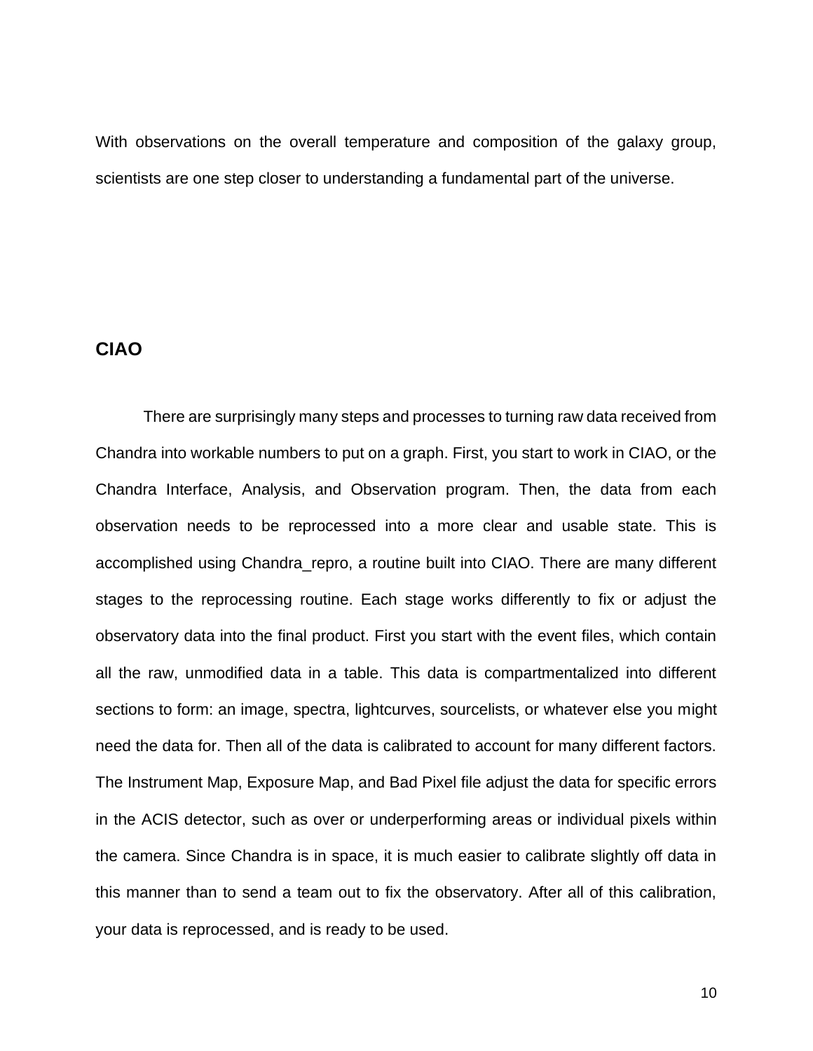With observations on the overall temperature and composition of the galaxy group, scientists are one step closer to understanding a fundamental part of the universe.

## CIAO

There are surprisingly many steps and processes to turning raw data received from Chandra into workable numbers to put on a graph. First, you start to work in CIAO, or the Chandra Interface, Analysis, and Observation program. Then, the data from each observation needs to be reprocessed into a more clear and usable state. This is accomplished using Chandra_repro, a routine built into CIAO. There are many different stages to the reprocessing routine. Each stage works differently to fix or adjust the observatory data into the final product. First you start with the event files, which contain all the raw, unmodified data in a table. This data is compartmentalized into different sections to form: an image, spectra, lightcurves, sourcelists, or whatever else you might need the data for. Then all of the data is calibrated to account for many different factors. The Instrument Map, Exposure Map, and Bad Pixel file adjust the data for specific errors in the ACIS detector, such as over or underperforming areas or individual pixels within the camera. Since Chandra is in space, it is much easier to calibrate slightly off data in this manner than to send a team out to fix the observatory. After all of this calibration, your data is reprocessed, and is ready to be used.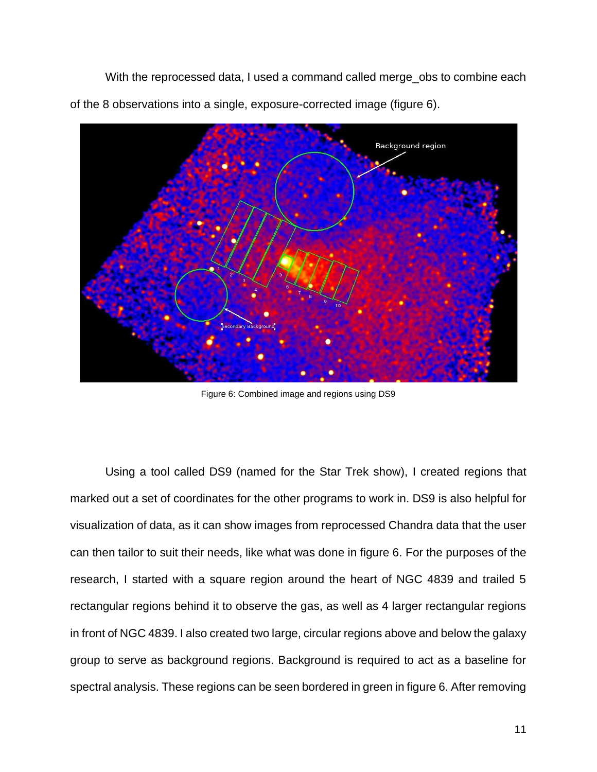With the reprocessed data, I used a command called merge_obs to combine each of the 8 observations into a single, exposure-corrected image (figure 6).

Figure 6: Combined image and regions using DS9

Using a tool called DS9 (named for the Star Trek show), I created regions that marked out a set of coordinates for the other programs to work in. DS9 is also helpful for visualization of data, as it can show images from reprocessed Chandra data that the user can then tailor to suit their needs, like what was done in figure 6. For the purposes of the research, I started with a square region around the heart of NGC 4839 and trailed 5 rectangular regions behind it to observe the gas, as well as 4 larger rectangular regions in front of NGC 4839. I also created two large, circular regions above and below the galaxy group to serve as background regions. Background is required to act as a baseline for spectral analysis. These regions can be seen bordered in green in figure 6. After removing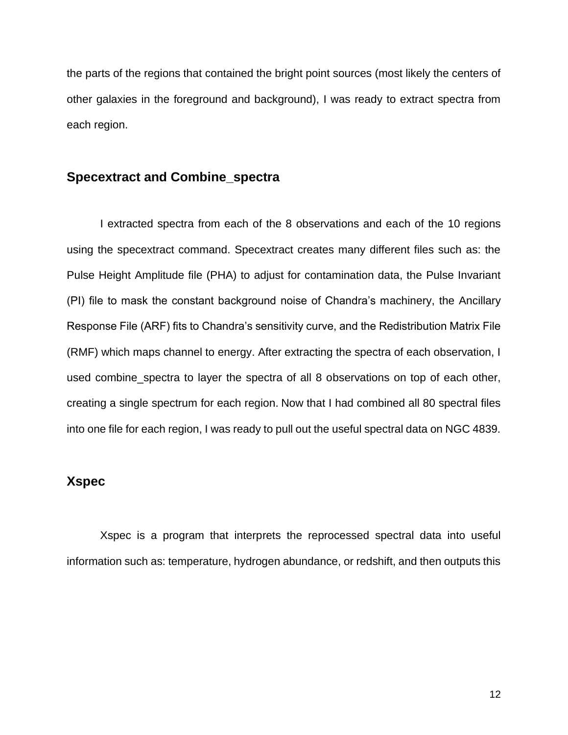the parts of the regions that contained the bright point sources (most likely the centers of other galaxies in the foreground and background), I was ready to extract spectra from each region.

## Specextract and Combine_spectra

I extracted spectra from each of the 8 observations and each of the 10 regions using the specextract command. Specextract creates many different files such as: the Pulse Height Amplitude file (PHA) to adjust for contamination data, the Pulse Invariant (PI) file to mask the constant background noise of Chandra's machinery, the Ancillary Response File (ARF) fits to Chandra's sensitivity curve, and the Redistribution Matrix File (RMF) which maps channel to energy. After extracting the spectra of each observation, I used combine_spectra to layer the spectra of all 8 observations on top of each other, creating a single spectrum for each region. Now that I had combined all 80 spectral files into one file for each region, I was ready to pull out the useful spectral data on NGC 4839.

## Xspec

Xspec is a program that interprets the reprocessed spectral data into useful information such as: temperature, hydrogen abundance, or redshift, and then outputs this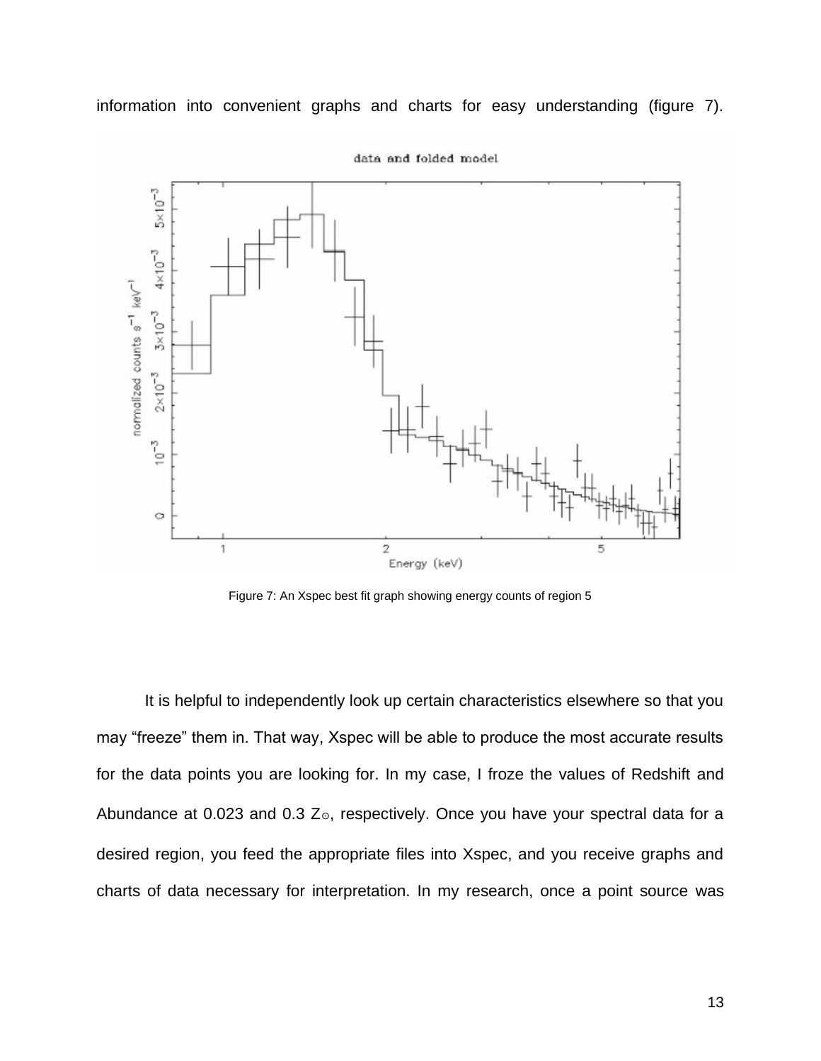information into convenient graphs and charts for easy understanding (figure 7).

Figure 7: An Xspec best fit graph showing energy counts of region 5

It is helpful to independently look up certain characteristics elsewhere so that you may "freeze" them in. That way, Xspec will be able to produce the most accurate results for the data points you are looking for. In my case, I froze the values of Redshift and Abundance at 0.023 and 0.3 $Z_\odot$, respectively. Once you have your spectral data for a desired region, you feed the appropriate files into Xspec, and you receive graphs and charts of data necessary for interpretation. In my research, once a point source was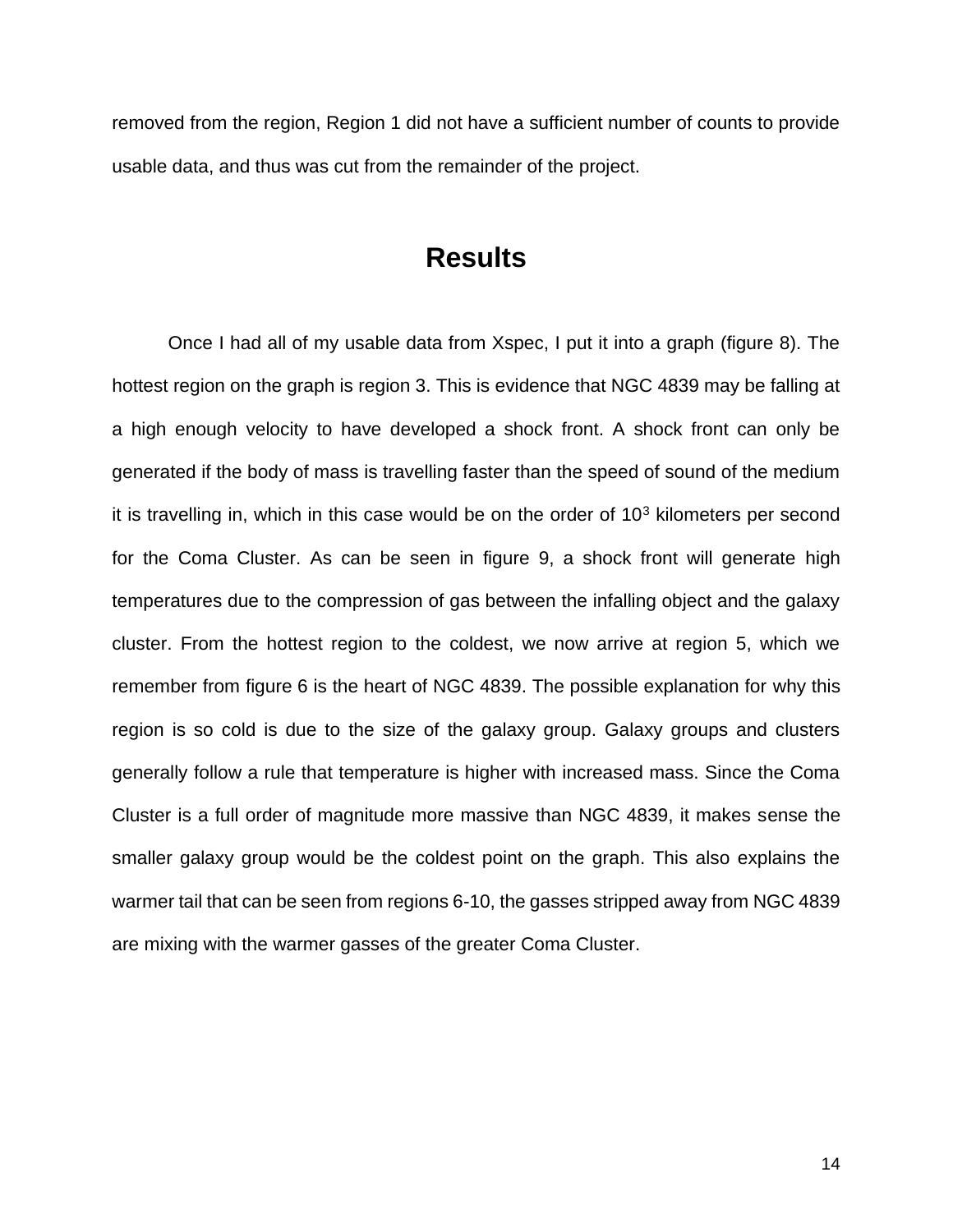removed from the region, Region 1 did not have a sufficient number of counts to provide usable data, and thus was cut from the remainder of the project.

# Results

Once I had all of my usable data from Xspec, I put it into a graph (figure 8). The hottest region on the graph is region 3. This is evidence that NGC 4839 may be falling at a high enough velocity to have developed a shock front. A shock front can only be generated if the body of mass is travelling faster than the speed of sound of the medium it is travelling in, which in this case would be on the order of $10^3$ kilometers per second for the Coma Cluster. As can be seen in figure 9, a shock front will generate high temperatures due to the compression of gas between the infalling object and the galaxy cluster. From the hottest region to the coldest, we now arrive at region 5, which we remember from figure 6 is the heart of NGC 4839. The possible explanation for why this region is so cold is due to the size of the galaxy group. Galaxy groups and clusters generally follow a rule that temperature is higher with increased mass. Since the Coma Cluster is a full order of magnitude more massive than NGC 4839, it makes sense the smaller galaxy group would be the coldest point on the graph. This also explains the warmer tail that can be seen from regions 6-10, the gasses stripped away from NGC 4839 are mixing with the warmer gasses of the greater Coma Cluster.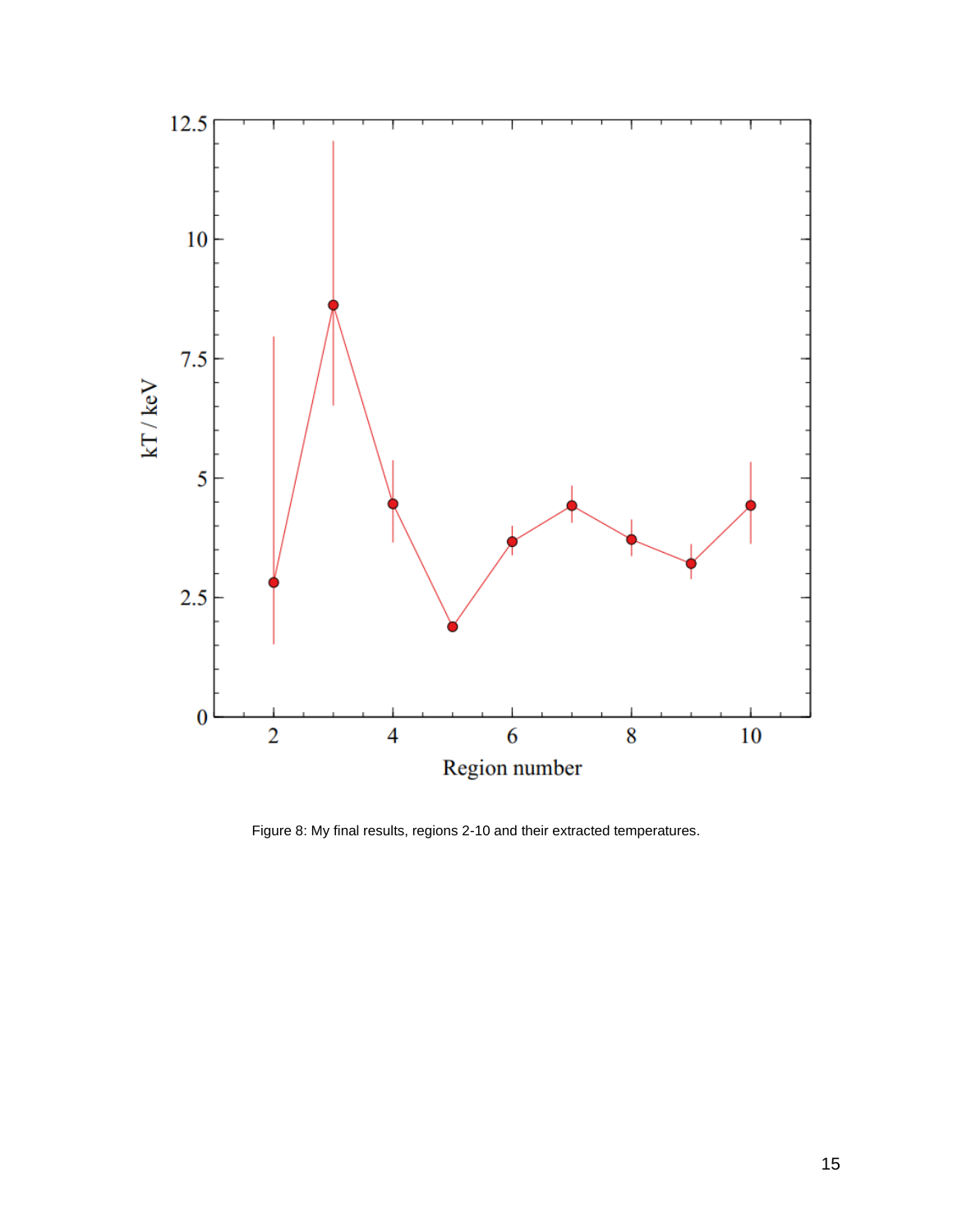Figure 8: My final results, regions 2-10 and their extracted temperatures.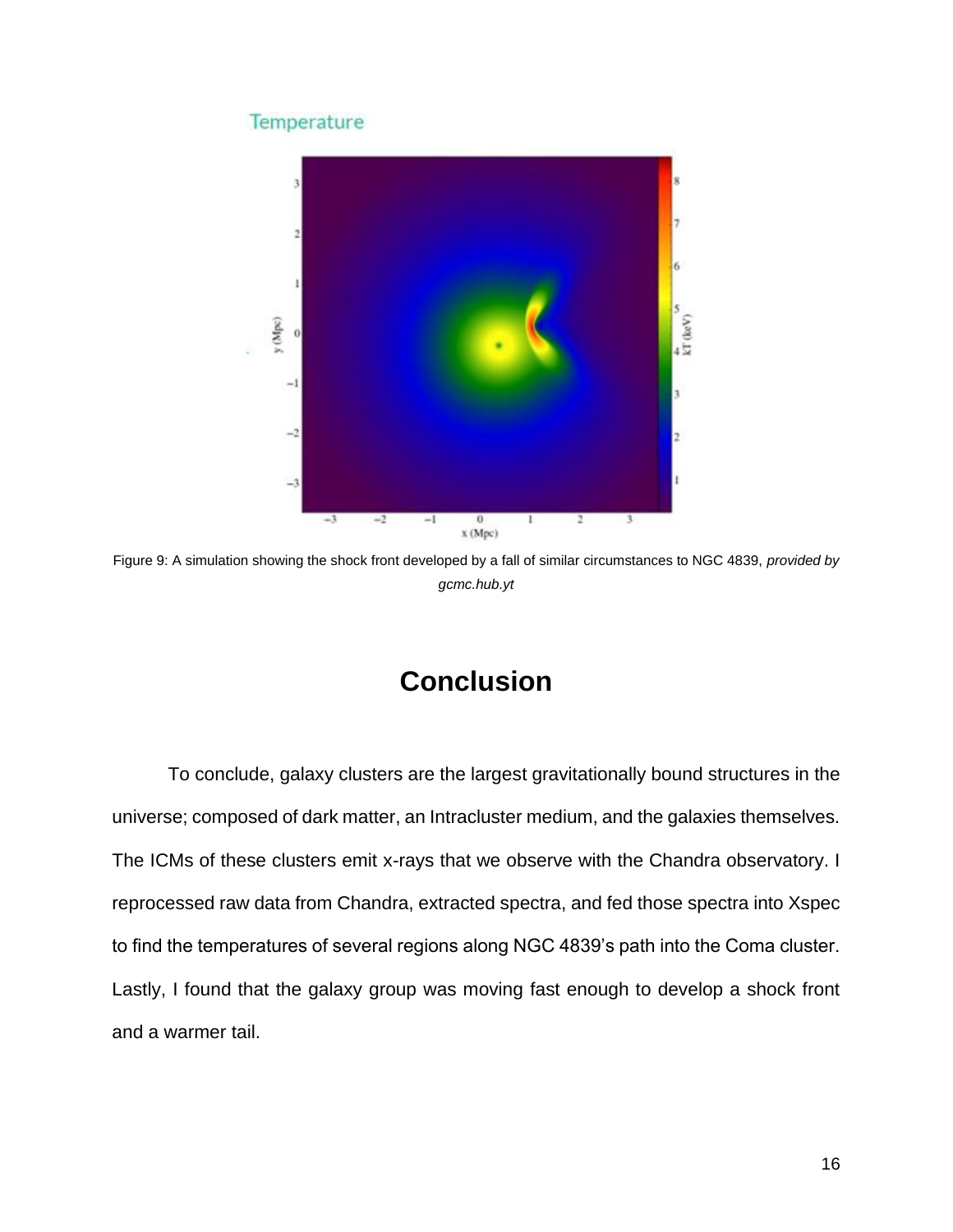Figure 9: A simulation showing the shock front developed by a fall of similar circumstances to NGC 4839, *provided by gcmc.hub.yt*

# Conclusion

To conclude, galaxy clusters are the largest gravitationally bound structures in the universe; composed of dark matter, an Intracluster medium, and the galaxies themselves. The ICMs of these clusters emit x-rays that we observe with the Chandra observatory. I reprocessed raw data from Chandra, extracted spectra, and fed those spectra into Xspec to find the temperatures of several regions along NGC 4839's path into the Coma cluster. Lastly, I found that the galaxy group was moving fast enough to develop a shock front and a warmer tail.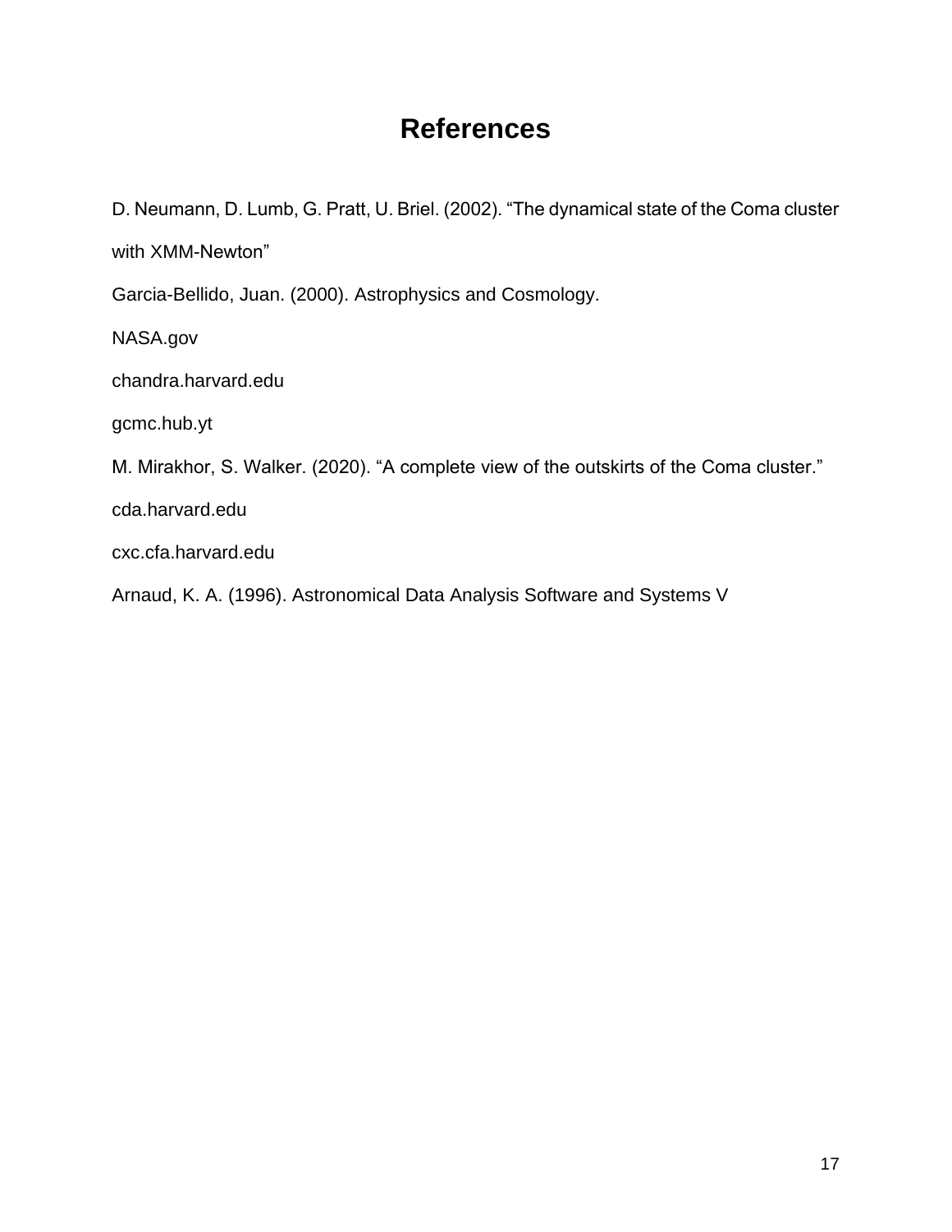# References

D. Neumann, D. Lumb, G. Pratt, U. Briel. (2002). “The dynamical state of the Coma cluster with XMM-Newton”

Garcia-Bellido, Juan. (2000). Astrophysics and Cosmology.

NASA.gov

chandra.harvard.edu

gcmc.hub.yt

M. Mirakhor, S. Walker. (2020). “A complete view of the outskirts of the Coma cluster.”

cda.harvard.edu

cxc.cfa.harvard.edu

Arnaud, K. A. (1996). Astronomical Data Analysis Software and Systems V